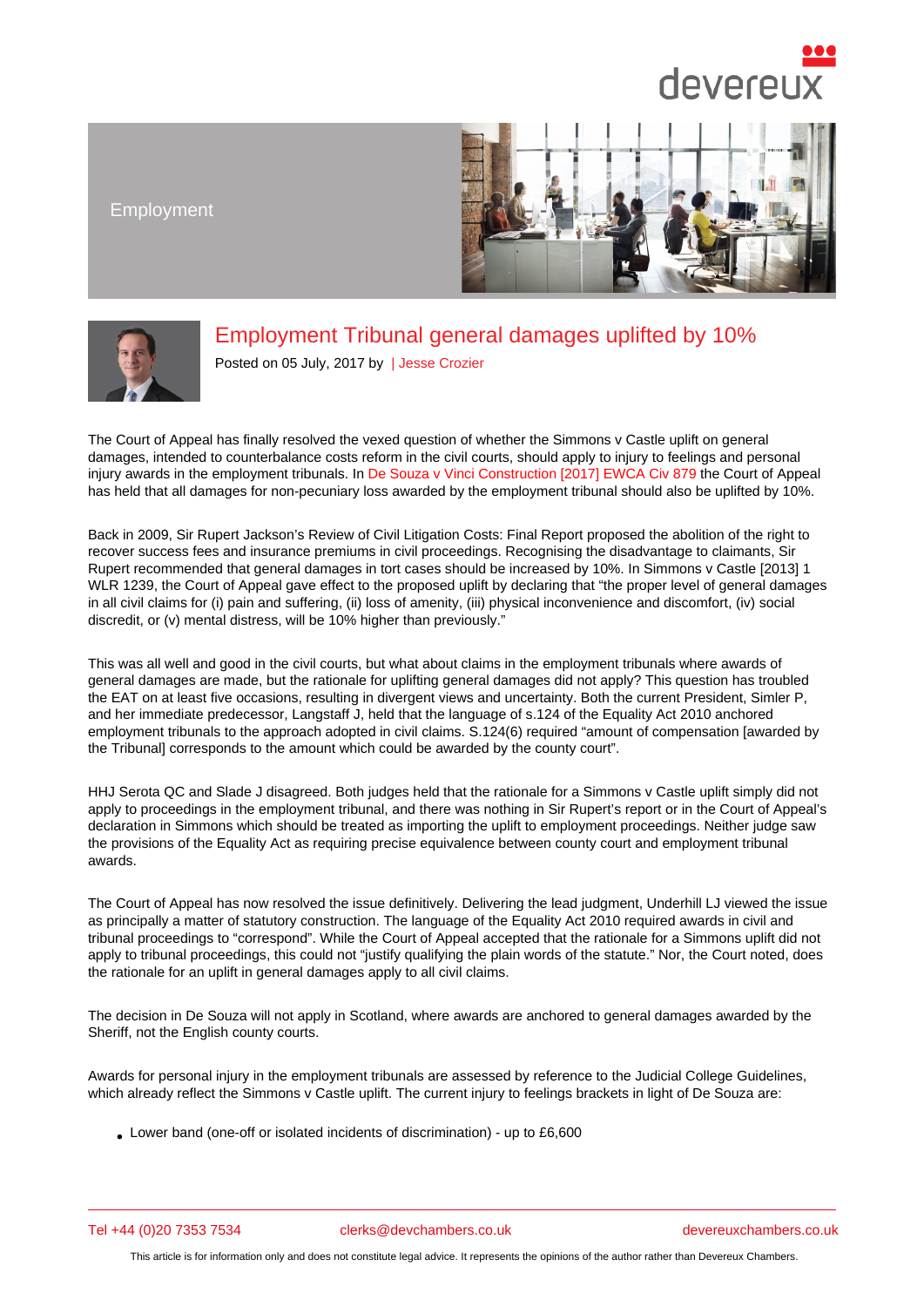Employment

# Employment Tribunal general damages uplifted by 10%

Posted on 05 July, 2017 by | Jesse Crozier

The Court of Appeal has finally resolved the vexed question of whether the Simmons v Castle uplift on general damages, intended to counterbalance costs reform in the civil courts, should apply to injury to feelings and personal injury awards in the employment tribunals. In De Souza v Vinci Construction [2017] EWCA Civ 879 the Court of Appeal has held that all damages for non-pecuniary loss awarded by the employment tribunal should also be uplifted by 10%.

Back in 2009, Sir Rupert Jackson's Review of Civil Litigation Costs: Final Report proposed the abolition of the right to recover success fees and insurance premiums in civil proceedings. Recognising the disadvantage to claimants, Sir Rupert recommended that general damages in tort cases should be increased by 10%. In Simmons v Castle [2013] 1 WLR 1239, the Court of Appeal gave effect to the proposed uplift by declaring that "the proper level of general damages in all civil claims for (i) pain and suffering, (ii) loss of amenity, (iii) physical inconvenience and discomfort, (iv) social discredit, or (v) mental distress, will be 10% higher than previously."

This was all well and good in the civil courts, but what about claims in the employment tribunals where awards of general damages are made, but the rationale for uplifting general damages did not apply? This question has troubled the EAT on at least five occasions, resulting in divergent views and uncertainty. Both the current President, Simler P, and her immediate predecessor, Langstaff J, held that the language of s.124 of the Equality Act 2010 anchored employment tribunals to the approach adopted in civil claims. S.124(6) required "amount of compensation [awarded by the Tribunal] corresponds to the amount which could be awarded by the county court".

HHJ Serota QC and Slade J disagreed. Both judges held that the rationale for a Simmons v Castle uplift simply did not apply to proceedings in the employment tribunal, and there was nothing in Sir Rupert's report or in the Court of Appeal's declaration in Simmons which should be treated as importing the uplift to employment proceedings. Neither judge saw the provisions of the Equality Act as requiring precise equivalence between county court and employment tribunal awards.

The Court of Appeal has now resolved the issue definitively. Delivering the lead judgment, Underhill LJ viewed the issue as principally a matter of statutory construction. The language of the Equality Act 2010 required awards in civil and tribunal proceedings to "correspond". While the Court of Appeal accepted that the rationale for a Simmons uplift did not apply to tribunal proceedings, this could not "justify qualifying the plain words of the statute." Nor, the Court noted, does the rationale for an uplift in general damages apply to all civil claims.

The decision in De Souza will not apply in Scotland, where awards are anchored to general damages awarded by the Sheriff, not the English county courts.

Awards for personal injury in the employment tribunals are assessed by reference to the Judicial College Guidelines, which already reflect the Simmons v Castle uplift. The current injury to feelings brackets in light of De Souza are:

- Lower band (one-off or isolated incidents of discrimination) - up to £6,600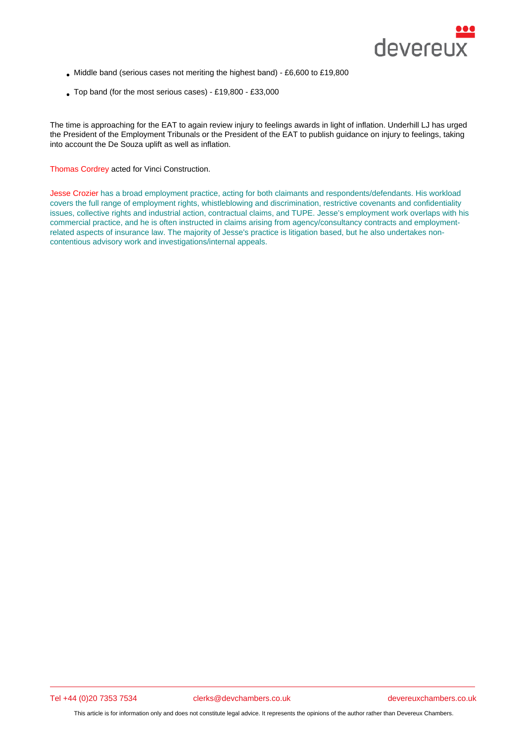- Middle band (serious cases not meriting the highest band) - £6,600 to £19,800
- Top band (for the most serious cases) - £19,800 - £33,000

The time is approaching for the EAT to again review injury to feelings awards in light of inflation. Underhill LJ has urged the President of the Employment Tribunals or the President of the EAT to publish guidance on injury to feelings, taking into account the De Souza uplift as well as inflation.

Thomas Cordrey acted for Vinci Construction.

Jesse Crozier has a broad employment practice, acting for both claimants and respondents/defendants. His workload covers the full range of employment rights, whistleblowing and discrimination, restrictive covenants and confidentiality issues, collective rights and industrial action, contractual claims, and TUPE. Jesse's employment work overlaps with his commercial practice, and he is often instructed in claims arising from agency/consultancy contracts and employment-related aspects of insurance law. The majority of Jesse's practice is litigation based, but he also undertakes non-contentious advisory work and investigations/internal appeals.

Tel +44 (0)20 7353 7534 clerks@devchambers.co.uk devereuxchambers.co.uk

This article is for information only and does not constitute legal advice. It represents the opinions of the author rather than Devereux Chambers.